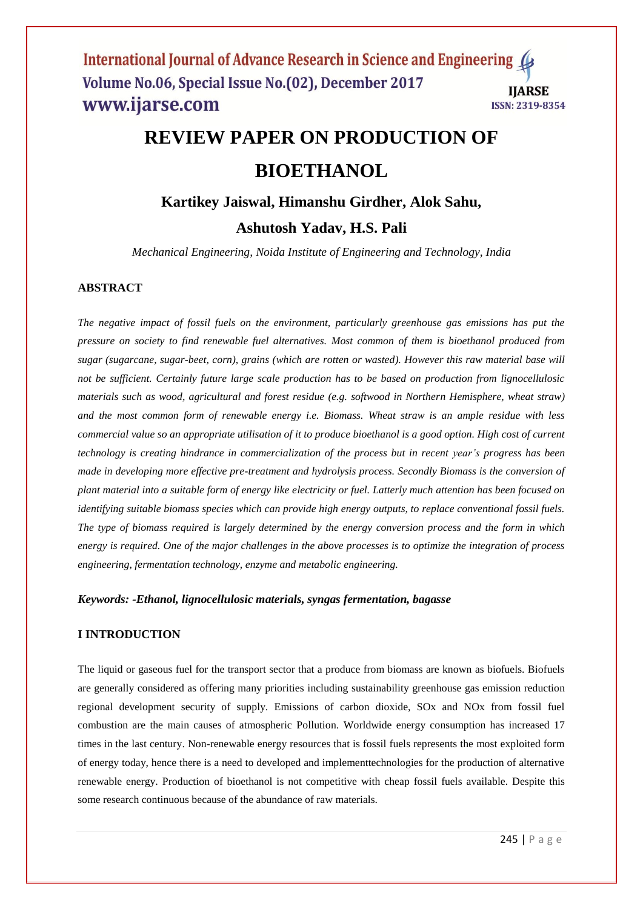# REVIEW PAPER ON PRODUCTION OF BIOETHANOL

**Kartikey Jaiswal, Himanshu Girdher, Alok Sahu, Ashutosh Yadav, H.S. Pali**

*Mechanical Engineering, Noida Institute of Engineering and Technology, India*

## ABSTRACT

*The negative impact of fossil fuels on the environment, particularly greenhouse gas emissions has put the pressure on society to find renewable fuel alternatives. Most common of them is bioethanol produced from sugar (sugarcane, sugar-beet, corn), grains (which are rotten or wasted). However this raw material base will not be sufficient. Certainly future large scale production has to be based on production from lignocellulosic materials such as wood, agricultural and forest residue (e.g. softwood in Northern Hemisphere, wheat straw) and the most common form of renewable energy i.e. Biomass. Wheat straw is an ample residue with less commercial value so an appropriate utilisation of it to produce bioethanol is a good option. High cost of current technology is creating hindrance in commercialization of the process but in recent year's progress has been made in developing more effective pre-treatment and hydrolysis process. Secondly Biomass is the conversion of plant material into a suitable form of energy like electricity or fuel. Latterly much attention has been focused on identifying suitable biomass species which can provide high energy outputs, to replace conventional fossil fuels. The type of biomass required is largely determined by the energy conversion process and the form in which energy is required. One of the major challenges in the above processes is to optimize the integration of process engineering, fermentation technology, enzyme and metabolic engineering.*

***Keywords: -Ethanol, lignocellulosic materials, syngas fermentation, bagasse***

## I INTRODUCTION

The liquid or gaseous fuel for the transport sector that a produce from biomass are known as biofuels. Biofuels are generally considered as offering many priorities including sustainability greenhouse gas emission reduction regional development security of supply. Emissions of carbon dioxide, SOx and NOx from fossil fuel combustion are the main causes of atmospheric Pollution. Worldwide energy consumption has increased 17 times in the last century. Non-renewable energy resources that is fossil fuels represents the most exploited form of energy today, hence there is a need to developed and implementtechnologies for the production of alternative renewable energy. Production of bioethanol is not competitive with cheap fossil fuels available. Despite this some research continuous because of the abundance of raw materials.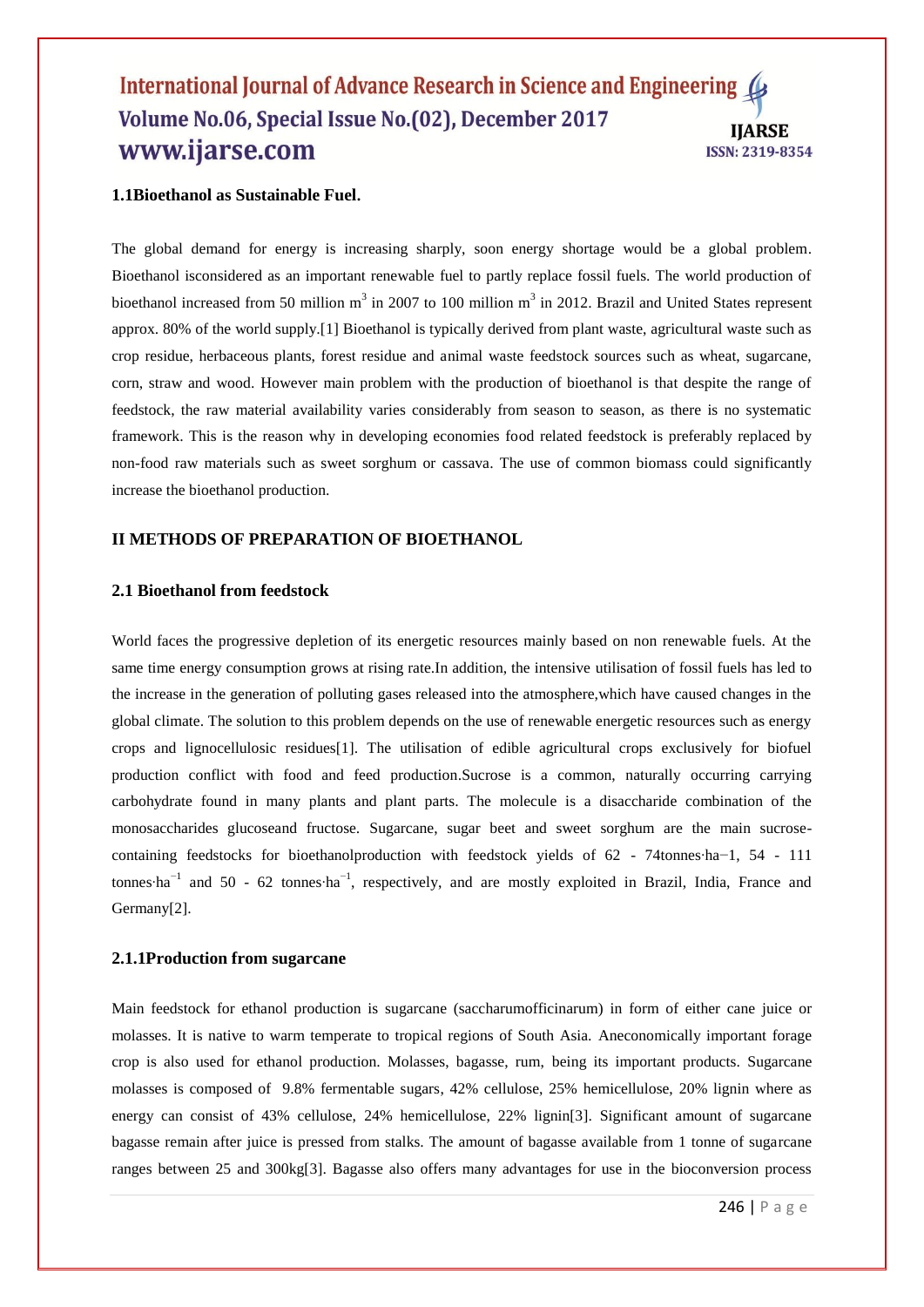### 1.1Bioethanol as Sustainable Fuel.

The global demand for energy is increasing sharply, soon energy shortage would be a global problem. Bioethanol isconsidered as an important renewable fuel to partly replace fossil fuels. The world production of bioethanol increased from 50 million $m^3$ in 2007 to 100 million $m^3$ in 2012. Brazil and United States represent approx. 80% of the world supply.[1] Bioethanol is typically derived from plant waste, agricultural waste such as crop residue, herbaceous plants, forest residue and animal waste feedstock sources such as wheat, sugarcane, corn, straw and wood. However main problem with the production of bioethanol is that despite the range of feedstock, the raw material availability varies considerably from season to season, as there is no systematic framework. This is the reason why in developing economies food related feedstock is preferably replaced by non-food raw materials such as sweet sorghum or cassava. The use of common biomass could significantly increase the bioethanol production.

## II METHODS OF PREPARATION OF BIOETHANOL

### 2.1 Bioethanol from feedstock

World faces the progressive depletion of its energetic resources mainly based on non renewable fuels. At the same time energy consumption grows at rising rate.In addition, the intensive utilisation of fossil fuels has led to the increase in the generation of polluting gases released into the atmosphere,which have caused changes in the global climate. The solution to this problem depends on the use of renewable energetic resources such as energy crops and lignocellulosic residues[1]. The utilisation of edible agricultural crops exclusively for biofuel production conflict with food and feed production.Sucrose is a common, naturally occurring carrying carbohydrate found in many plants and plant parts. The molecule is a disaccharide combination of the monosaccharides glucoseand fructose. Sugarcane, sugar beet and sweet sorghum are the main sucrose-containing feedstocks for bioethanolproduction with feedstock yields of 62 - 74tonnes·ha−1, 54 - 111 tonnes·$ha^{-1}$ and 50 - 62 tonnes·$ha^{-1}$, respectively, and are mostly exploited in Brazil, India, France and Germany[2].

### 2.1.1Production from sugarcane

Main feedstock for ethanol production is sugarcane (saccharumofficinarum) in form of either cane juice or molasses. It is native to warm temperate to tropical regions of South Asia. Aneconomically important forage crop is also used for ethanol production. Molasses, bagasse, rum, being its important products. Sugarcane molasses is composed of 9.8% fermentable sugars, 42% cellulose, 25% hemicellulose, 20% lignin where as energy can consist of 43% cellulose, 24% hemicellulose, 22% lignin[3]. Significant amount of sugarcane bagasse remain after juice is pressed from stalks. The amount of bagasse available from 1 tonne of sugarcane ranges between 25 and 300kg[3]. Bagasse also offers many advantages for use in the bioconversion process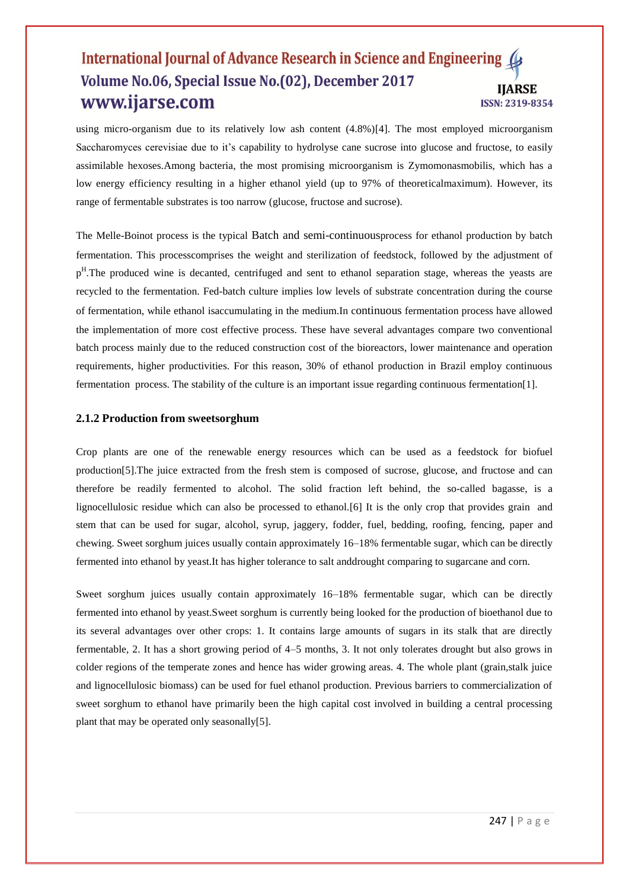using micro-organism due to its relatively low ash content (4.8%)[4]. The most employed microorganism Saccharomyces cerevisiae due to it's capability to hydrolyse cane sucrose into glucose and fructose, to easily assimilable hexoses.Among bacteria, the most promising microorganism is Zymomonasmobilis, which has a low energy efficiency resulting in a higher ethanol yield (up to 97% of theoreticalmaximum). However, its range of fermentable substrates is too narrow (glucose, fructose and sucrose).

The Melle-Boinot process is the typical Batch and semi-continuousprocess for ethanol production by batch fermentation. This processcomprises the weight and sterilization of feedstock, followed by the adjustment of $p^H$.The produced wine is decanted, centrifuged and sent to ethanol separation stage, whereas the yeasts are recycled to the fermentation. Fed-batch culture implies low levels of substrate concentration during the course of fermentation, while ethanol isaccumulating in the medium.In continuous fermentation process have allowed the implementation of more cost effective process. These have several advantages compare two conventional batch process mainly due to the reduced construction cost of the bioreactors, lower maintenance and operation requirements, higher productivities. For this reason, 30% of ethanol production in Brazil employ continuous fermentation process. The stability of the culture is an important issue regarding continuous fermentation[1].

### 2.1.2 Production from sweetsorghum

Crop plants are one of the renewable energy resources which can be used as a feedstock for biofuel production[5].The juice extracted from the fresh stem is composed of sucrose, glucose, and fructose and can therefore be readily fermented to alcohol. The solid fraction left behind, the so-called bagasse, is a lignocellulosic residue which can also be processed to ethanol.[6] It is the only crop that provides grain and stem that can be used for sugar, alcohol, syrup, jaggery, fodder, fuel, bedding, roofing, fencing, paper and chewing. Sweet sorghum juices usually contain approximately 16–18% fermentable sugar, which can be directly fermented into ethanol by yeast.It has higher tolerance to salt anddrought comparing to sugarcane and corn.

Sweet sorghum juices usually contain approximately 16–18% fermentable sugar, which can be directly fermented into ethanol by yeast.Sweet sorghum is currently being looked for the production of bioethanol due to its several advantages over other crops: 1. It contains large amounts of sugars in its stalk that are directly fermentable, 2. It has a short growing period of 4–5 months, 3. It not only tolerates drought but also grows in colder regions of the temperate zones and hence has wider growing areas. 4. The whole plant (grain,stalk juice and lignocellulosic biomass) can be used for fuel ethanol production. Previous barriers to commercialization of sweet sorghum to ethanol have primarily been the high capital cost involved in building a central processing plant that may be operated only seasonally[5].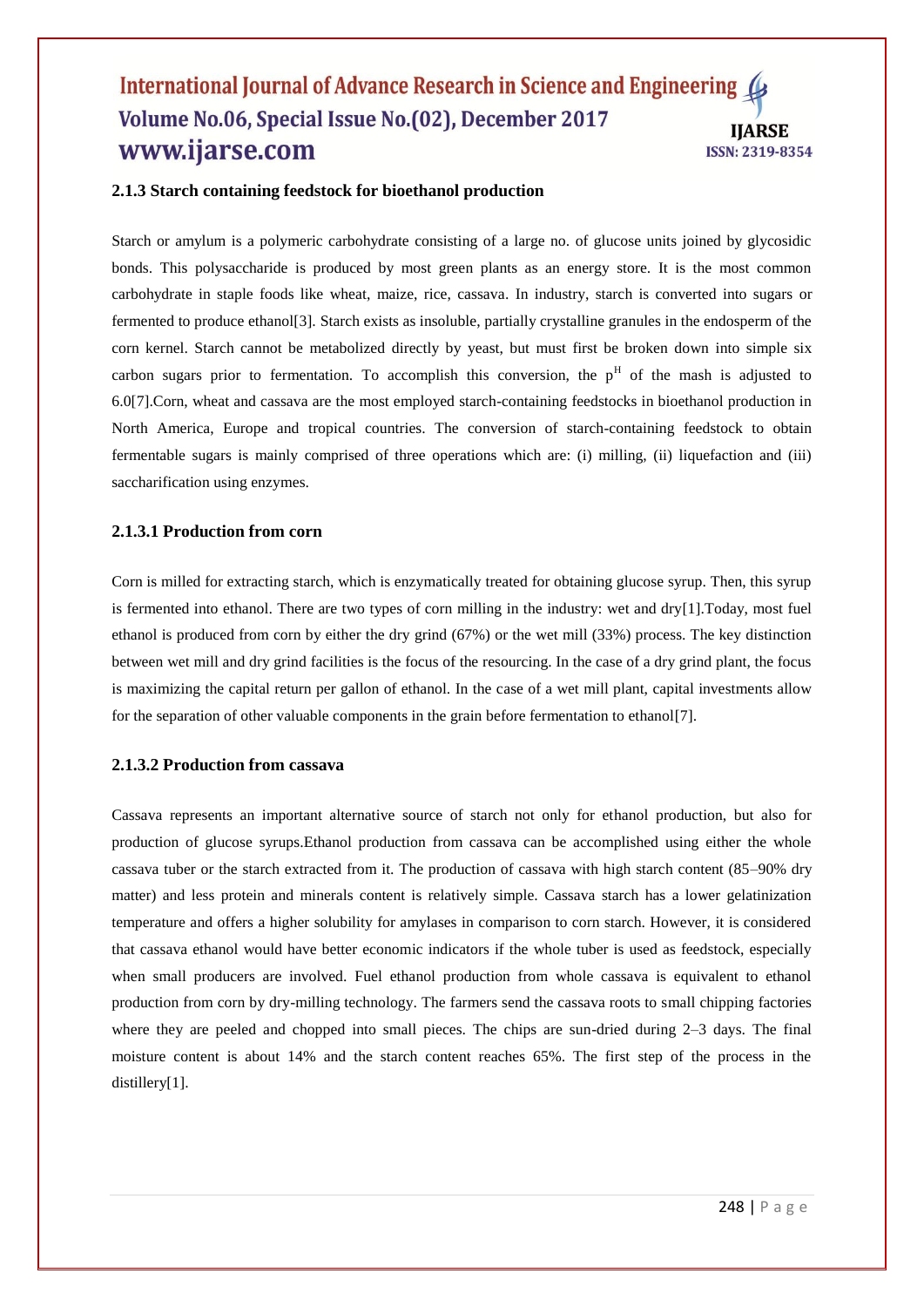### 2.1.3 Starch containing feedstock for bioethanol production

Starch or amylum is a polymeric carbohydrate consisting of a large no. of glucose units joined by glycosidic bonds. This polysaccharide is produced by most green plants as an energy store. It is the most common carbohydrate in staple foods like wheat, maize, rice, cassava. In industry, starch is converted into sugars or fermented to produce ethanol[3]. Starch exists as insoluble, partially crystalline granules in the endosperm of the corn kernel. Starch cannot be metabolized directly by yeast, but must first be broken down into simple six carbon sugars prior to fermentation. To accomplish this conversion, the $p^H$ of the mash is adjusted to 6.0[7].Corn, wheat and cassava are the most employed starch-containing feedstocks in bioethanol production in North America, Europe and tropical countries. The conversion of starch-containing feedstock to obtain fermentable sugars is mainly comprised of three operations which are: (i) milling, (ii) liquefaction and (iii) saccharification using enzymes.

#### 2.1.3.1 Production from corn

Corn is milled for extracting starch, which is enzymatically treated for obtaining glucose syrup. Then, this syrup is fermented into ethanol. There are two types of corn milling in the industry: wet and dry[1].Today, most fuel ethanol is produced from corn by either the dry grind (67%) or the wet mill (33%) process. The key distinction between wet mill and dry grind facilities is the focus of the resourcing. In the case of a dry grind plant, the focus is maximizing the capital return per gallon of ethanol. In the case of a wet mill plant, capital investments allow for the separation of other valuable components in the grain before fermentation to ethanol[7].

#### 2.1.3.2 Production from cassava

Cassava represents an important alternative source of starch not only for ethanol production, but also for production of glucose syrups.Ethanol production from cassava can be accomplished using either the whole cassava tuber or the starch extracted from it. The production of cassava with high starch content (85–90% dry matter) and less protein and minerals content is relatively simple. Cassava starch has a lower gelatinization temperature and offers a higher solubility for amylases in comparison to corn starch. However, it is considered that cassava ethanol would have better economic indicators if the whole tuber is used as feedstock, especially when small producers are involved. Fuel ethanol production from whole cassava is equivalent to ethanol production from corn by dry-milling technology. The farmers send the cassava roots to small chipping factories where they are peeled and chopped into small pieces. The chips are sun-dried during 2–3 days. The final moisture content is about 14% and the starch content reaches 65%. The first step of the process in the distillery[1].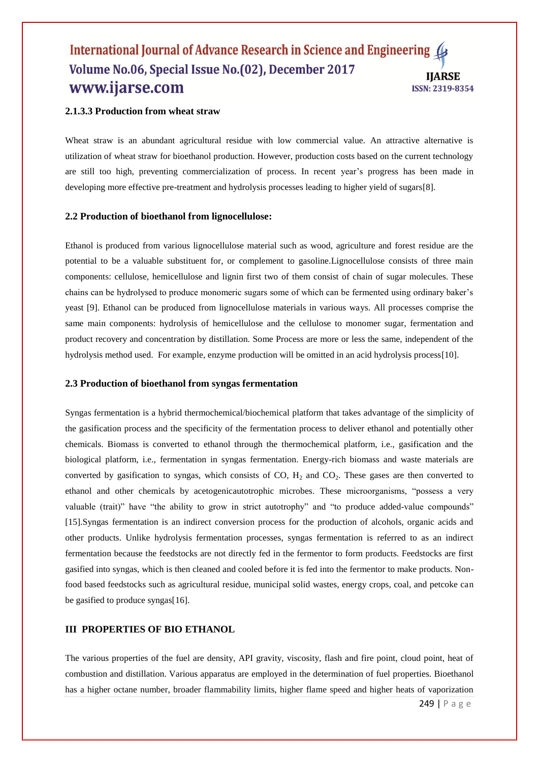### 2.1.3.3 Production from wheat straw

Wheat straw is an abundant agricultural residue with low commercial value. An attractive alternative is utilization of wheat straw for bioethanol production. However, production costs based on the current technology are still too high, preventing commercialization of process. In recent year's progress has been made in developing more effective pre-treatment and hydrolysis processes leading to higher yield of sugars[8].

## 2.2 Production of bioethanol from lignocellulose:

Ethanol is produced from various lignocellulose material such as wood, agriculture and forest residue are the potential to be a valuable substituent for, or complement to gasoline.Lignocellulose consists of three main components: cellulose, hemicellulose and lignin first two of them consist of chain of sugar molecules. These chains can be hydrolysed to produce monomeric sugars some of which can be fermented using ordinary baker's yeast [9]. Ethanol can be produced from lignocellulose materials in various ways. All processes comprise the same main components: hydrolysis of hemicellulose and the cellulose to monomer sugar, fermentation and product recovery and concentration by distillation. Some Process are more or less the same, independent of the hydrolysis method used. For example, enzyme production will be omitted in an acid hydrolysis process[10].

## 2.3 Production of bioethanol from syngas fermentation

Syngas fermentation is a hybrid thermochemical/biochemical platform that takes advantage of the simplicity of the gasification process and the specificity of the fermentation process to deliver ethanol and potentially other chemicals. Biomass is converted to ethanol through the thermochemical platform, i.e., gasification and the biological platform, i.e., fermentation in syngas fermentation. Energy-rich biomass and waste materials are converted by gasification to syngas, which consists of CO, $H_2$ and $CO_2$. These gases are then converted to ethanol and other chemicals by acetogenicautotrophic microbes. These microorganisms, "possess a very valuable (trait)" have "the ability to grow in strict autotrophy" and "to produce added-value compounds" [15].Syngas fermentation is an indirect conversion process for the production of alcohols, organic acids and other products. Unlike hydrolysis fermentation processes, syngas fermentation is referred to as an indirect fermentation because the feedstocks are not directly fed in the fermentor to form products. Feedstocks are first gasified into syngas, which is then cleaned and cooled before it is fed into the fermentor to make products. Non-food based feedstocks such as agricultural residue, municipal solid wastes, energy crops, coal, and petcoke can be gasified to produce syngas[16].

# III PROPERTIES OF BIO ETHANOL

The various properties of the fuel are density, API gravity, viscosity, flash and fire point, cloud point, heat of combustion and distillation. Various apparatus are employed in the determination of fuel properties. Bioethanol has a higher octane number, broader flammability limits, higher flame speed and higher heats of vaporization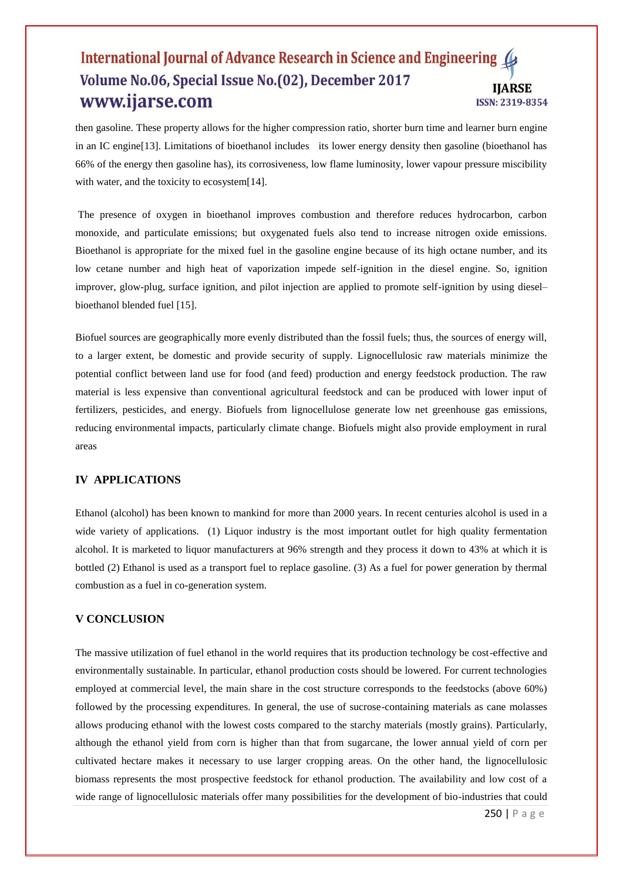then gasoline. These property allows for the higher compression ratio, shorter burn time and learner burn engine in an IC engine[13]. Limitations of bioethanol includes its lower energy density then gasoline (bioethanol has 66% of the energy then gasoline has), its corrosiveness, low flame luminosity, lower vapour pressure miscibility with water, and the toxicity to ecosystem[14].

The presence of oxygen in bioethanol improves combustion and therefore reduces hydrocarbon, carbon monoxide, and particulate emissions; but oxygenated fuels also tend to increase nitrogen oxide emissions. Bioethanol is appropriate for the mixed fuel in the gasoline engine because of its high octane number, and its low cetane number and high heat of vaporization impede self-ignition in the diesel engine. So, ignition improver, glow-plug, surface ignition, and pilot injection are applied to promote self-ignition by using diesel–bioethanol blended fuel [15].

Biofuel sources are geographically more evenly distributed than the fossil fuels; thus, the sources of energy will, to a larger extent, be domestic and provide security of supply. Lignocellulosic raw materials minimize the potential conflict between land use for food (and feed) production and energy feedstock production. The raw material is less expensive than conventional agricultural feedstock and can be produced with lower input of fertilizers, pesticides, and energy. Biofuels from lignocellulose generate low net greenhouse gas emissions, reducing environmental impacts, particularly climate change. Biofuels might also provide employment in rural areas

## IV APPLICATIONS

Ethanol (alcohol) has been known to mankind for more than 2000 years. In recent centuries alcohol is used in a wide variety of applications. (1) Liquor industry is the most important outlet for high quality fermentation alcohol. It is marketed to liquor manufacturers at 96% strength and they process it down to 43% at which it is bottled (2) Ethanol is used as a transport fuel to replace gasoline. (3) As a fuel for power generation by thermal combustion as a fuel in co-generation system.

## V CONCLUSION

The massive utilization of fuel ethanol in the world requires that its production technology be cost-effective and environmentally sustainable. In particular, ethanol production costs should be lowered. For current technologies employed at commercial level, the main share in the cost structure corresponds to the feedstocks (above 60%) followed by the processing expenditures. In general, the use of sucrose-containing materials as cane molasses allows producing ethanol with the lowest costs compared to the starchy materials (mostly grains). Particularly, although the ethanol yield from corn is higher than that from sugarcane, the lower annual yield of corn per cultivated hectare makes it necessary to use larger cropping areas. On the other hand, the lignocellulosic biomass represents the most prospective feedstock for ethanol production. The availability and low cost of a wide range of lignocellulosic materials offer many possibilities for the development of bio-industries that could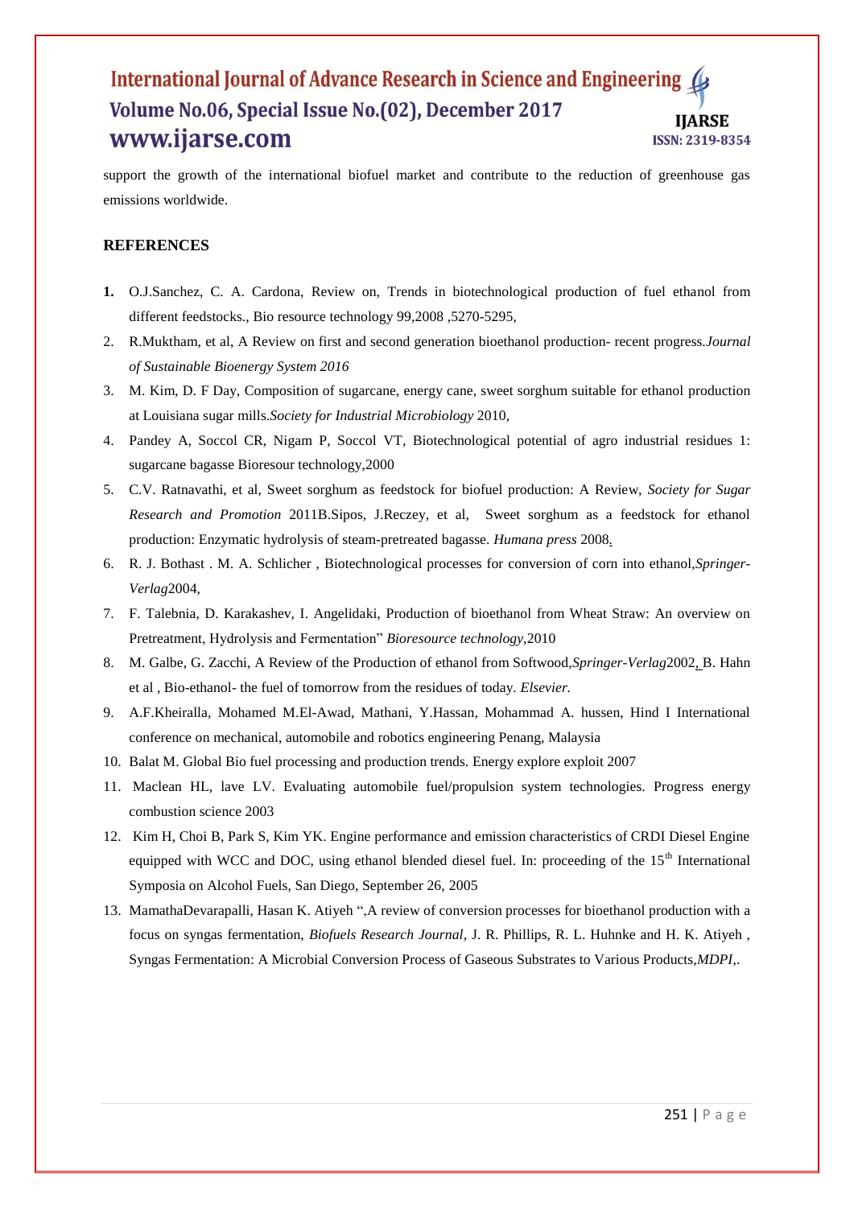support the growth of the international biofuel market and contribute to the reduction of greenhouse gas emissions worldwide.

## REFERENCES

1. O.J.Sanchez, C. A. Cardona, Review on, Trends in biotechnological production of fuel ethanol from different feedstocks., Bio resource technology 99,2008 ,5270-5295,
2. R.Muktham, et al, A Review on first and second generation bioethanol production- recent progress.*Journal of Sustainable Bioenergy System 2016*
3. M. Kim, D. F Day, Composition of sugarcane, energy cane, sweet sorghum suitable for ethanol production at Louisiana sugar mills.*Society for Industrial Microbiology* 2010,
4. Pandey A, Soccol CR, Nigam P, Soccol VT, Biotechnological potential of agro industrial residues 1: sugarcane bagasse Bioresour technology,2000
5. C.V. Ratnavathi, et al, Sweet sorghum as feedstock for biofuel production: A Review, *Society for Sugar Research and Promotion* 2011B.Sipos, J.Reczey, et al, Sweet sorghum as a feedstock for ethanol production: Enzymatic hydrolysis of steam-pretreated bagasse. *Humana press* 2008.
6. R. J. Bothast . M. A. Schlicher , Biotechnological processes for conversion of corn into ethanol,*Springer-Verlag*2004,
7. F. Talebnia, D. Karakashev, I. Angelidaki, Production of bioethanol from Wheat Straw: An overview on Pretreatment, Hydrolysis and Fermentation" *Bioresource technology*,2010
8. M. Galbe, G. Zacchi, A Review of the Production of ethanol from Softwood,*Springer-Verlag*2002, B. Hahn et al , Bio-ethanol- the fuel of tomorrow from the residues of today. *Elsevier.*
9. A.F.Kheiralla, Mohamed M.El-Awad, Mathani, Y.Hassan, Mohammad A. hussen, Hind I International conference on mechanical, automobile and robotics engineering Penang, Malaysia
10. Balat M. Global Bio fuel processing and production trends. Energy explore exploit 2007
11. Maclean HL, lave LV. Evaluating automobile fuel/propulsion system technologies. Progress energy combustion science 2003
12. Kim H, Choi B, Park S, Kim YK. Engine performance and emission characteristics of CRDI Diesel Engine equipped with WCC and DOC, using ethanol blended diesel fuel. In: proceeding of the 15th International Symposia on Alcohol Fuels, San Diego, September 26, 2005
13. MamathaDevarapalli, Hasan K. Atiyeh ",A review of conversion processes for bioethanol production with a focus on syngas fermentation, *Biofuels Research Journal*, J. R. Phillips, R. L. Huhnke and H. K. Atiyeh , Syngas Fermentation: A Microbial Conversion Process of Gaseous Substrates to Various Products,*MDPI*,.